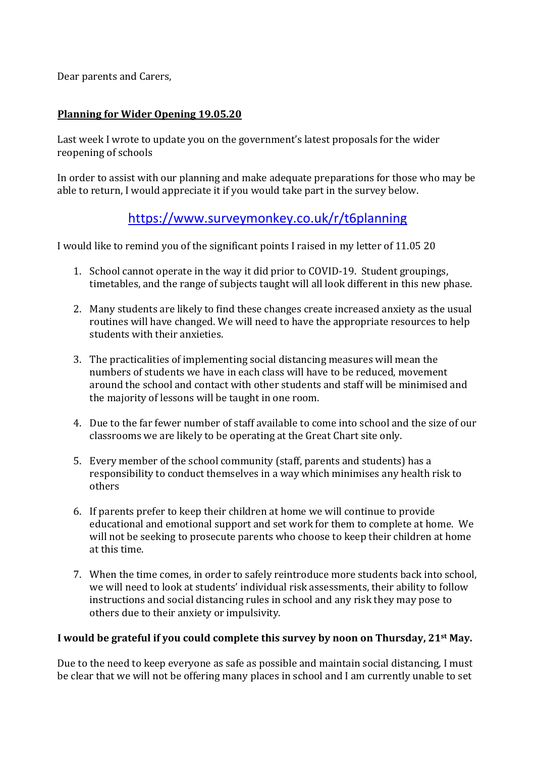Dear parents and Carers,

**Planning for Wider Opening 19.05.20**

Last week I wrote to update you on the government's latest proposals for the wider reopening of schools

In order to assist with our planning and make adequate preparations for those who may be able to return, I would appreciate it if you would take part in the survey below.

https://www.surveymonkey.co.uk/r/t6planning

I would like to remind you of the significant points I raised in my letter of 11.05 20

1. School cannot operate in the way it did prior to COVID-19. Student groupings, timetables, and the range of subjects taught will all look different in this new phase.

2. Many students are likely to find these changes create increased anxiety as the usual routines will have changed. We will need to have the appropriate resources to help students with their anxieties.

3. The practicalities of implementing social distancing measures will mean the numbers of students we have in each class will have to be reduced, movement around the school and contact with other students and staff will be minimised and the majority of lessons will be taught in one room.

4. Due to the far fewer number of staff available to come into school and the size of our classrooms we are likely to be operating at the Great Chart site only.

5. Every member of the school community (staff, parents and students) has a responsibility to conduct themselves in a way which minimises any health risk to others

6. If parents prefer to keep their children at home we will continue to provide educational and emotional support and set work for them to complete at home. We will not be seeking to prosecute parents who choose to keep their children at home at this time.

7. When the time comes, in order to safely reintroduce more students back into school, we will need to look at students' individual risk assessments, their ability to follow instructions and social distancing rules in school and any risk they may pose to others due to their anxiety or impulsivity.

**I would be grateful if you could complete this survey by noon on Thursday, 21st May.**

Due to the need to keep everyone as safe as possible and maintain social distancing, I must be clear that we will not be offering many places in school and I am currently unable to set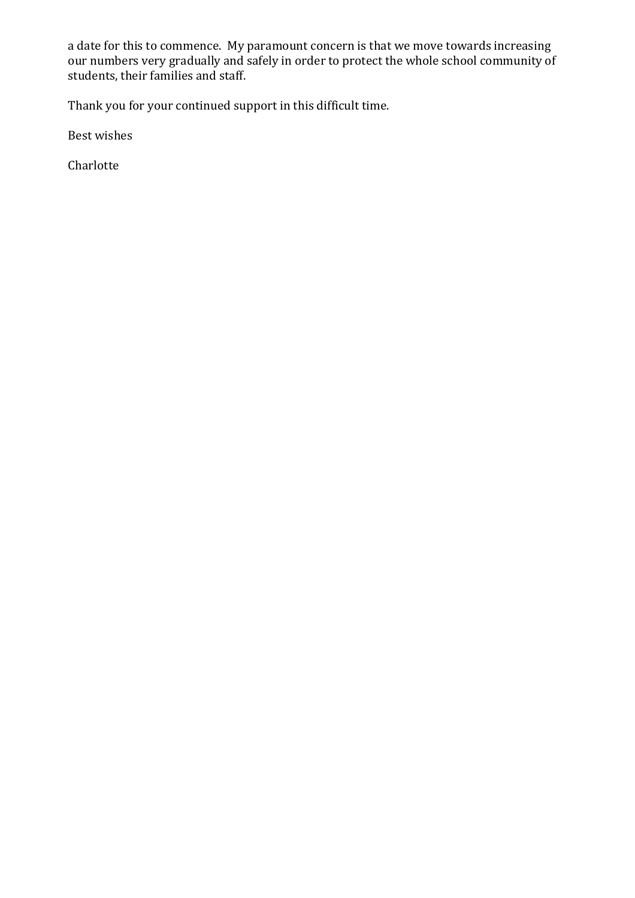a date for this to commence.  My paramount concern is that we move towards increasing our numbers very gradually and safely in order to protect the whole school community of students, their families and staff.

Thank you for your continued support in this difficult time.

Best wishes

Charlotte